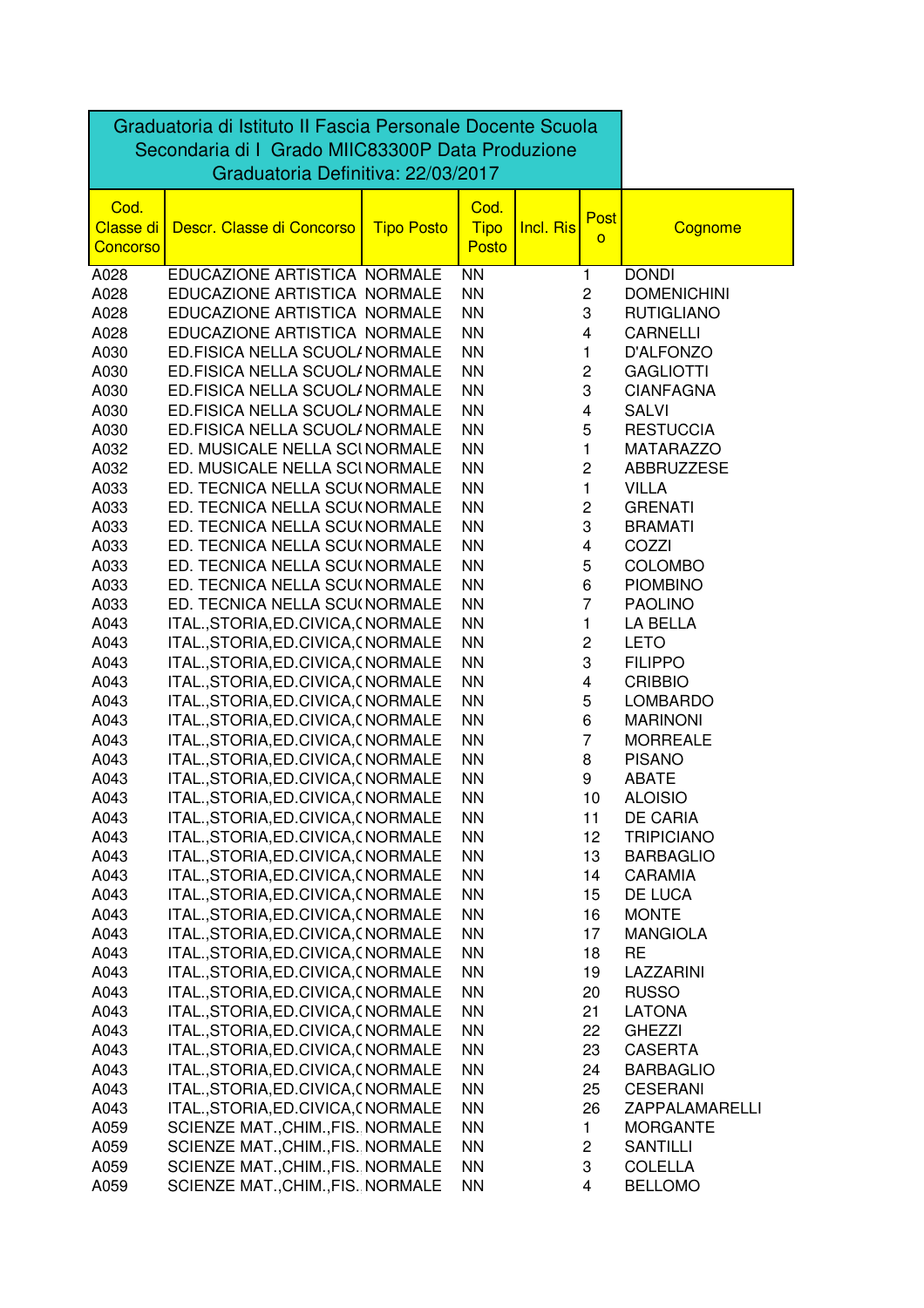Graduatoria di Istituto II Fascia Personale Docente Scuola Secondaria di I Grado MIIC83300P Data Produzione Graduatoria Definitiva: 22/03/2017

| Cod. Classe di Concorso | Descr. Classe di Concorso | Tipo Posto | Cod. Tipo Posto | Incl. Ris | Posto | Cognome |
|---|---|---|---|---|---|---|
| A028 | EDUCAZIONE ARTISTICA | NORMALE | NN | | 1 | DONDI |
| A028 | EDUCAZIONE ARTISTICA | NORMALE | NN | | 2 | DOMENICHINI |
| A028 | EDUCAZIONE ARTISTICA | NORMALE | NN | | 3 | RUTIGLIANO |
| A028 | EDUCAZIONE ARTISTICA | NORMALE | NN | | 4 | CARNELLI |
| A030 | ED.FISICA NELLA SCUOLA | NORMALE | NN | | 1 | D'ALFONZO |
| A030 | ED.FISICA NELLA SCUOLA | NORMALE | NN | | 2 | GAGLIOTTI |
| A030 | ED.FISICA NELLA SCUOLA | NORMALE | NN | | 3 | CIANFAGNA |
| A030 | ED.FISICA NELLA SCUOLA | NORMALE | NN | | 4 | SALVI |
| A030 | ED.FISICA NELLA SCUOLA | NORMALE | NN | | 5 | RESTUCCIA |
| A032 | ED. MUSICALE NELLA SCU | NORMALE | NN | | 1 | MATARAZZO |
| A032 | ED. MUSICALE NELLA SCU | NORMALE | NN | | 2 | ABBRUZZESE |
| A033 | ED. TECNICA NELLA SCUO | NORMALE | NN | | 1 | VILLA |
| A033 | ED. TECNICA NELLA SCUO | NORMALE | NN | | 2 | GRENATI |
| A033 | ED. TECNICA NELLA SCUO | NORMALE | NN | | 3 | BRAMATI |
| A033 | ED. TECNICA NELLA SCUO | NORMALE | NN | | 4 | COZZI |
| A033 | ED. TECNICA NELLA SCUO | NORMALE | NN | | 5 | COLOMBO |
| A033 | ED. TECNICA NELLA SCUO | NORMALE | NN | | 6 | PIOMBINO |
| A033 | ED. TECNICA NELLA SCUO | NORMALE | NN | | 7 | PAOLINO |
| A043 | ITAL.,STORIA,ED.CIVICA,( | NORMALE | NN | | 1 | LA BELLA |
| A043 | ITAL.,STORIA,ED.CIVICA,( | NORMALE | NN | | 2 | LETO |
| A043 | ITAL.,STORIA,ED.CIVICA,( | NORMALE | NN | | 3 | FILIPPO |
| A043 | ITAL.,STORIA,ED.CIVICA,( | NORMALE | NN | | 4 | CRIBBIO |
| A043 | ITAL.,STORIA,ED.CIVICA,( | NORMALE | NN | | 5 | LOMBARDO |
| A043 | ITAL.,STORIA,ED.CIVICA,( | NORMALE | NN | | 6 | MARINONI |
| A043 | ITAL.,STORIA,ED.CIVICA,( | NORMALE | NN | | 7 | MORREALE |
| A043 | ITAL.,STORIA,ED.CIVICA,( | NORMALE | NN | | 8 | PISANO |
| A043 | ITAL.,STORIA,ED.CIVICA,( | NORMALE | NN | | 9 | ABATE |
| A043 | ITAL.,STORIA,ED.CIVICA,( | NORMALE | NN | | 10 | ALOISIO |
| A043 | ITAL.,STORIA,ED.CIVICA,( | NORMALE | NN | | 11 | DE CARIA |
| A043 | ITAL.,STORIA,ED.CIVICA,( | NORMALE | NN | | 12 | TRIPICIANO |
| A043 | ITAL.,STORIA,ED.CIVICA,( | NORMALE | NN | | 13 | BARBAGLIO |
| A043 | ITAL.,STORIA,ED.CIVICA,( | NORMALE | NN | | 14 | CARAMIA |
| A043 | ITAL.,STORIA,ED.CIVICA,( | NORMALE | NN | | 15 | DE LUCA |
| A043 | ITAL.,STORIA,ED.CIVICA,( | NORMALE | NN | | 16 | MONTE |
| A043 | ITAL.,STORIA,ED.CIVICA,( | NORMALE | NN | | 17 | MANGIOLA |
| A043 | ITAL.,STORIA,ED.CIVICA,( | NORMALE | NN | | 18 | RE |
| A043 | ITAL.,STORIA,ED.CIVICA,( | NORMALE | NN | | 19 | LAZZARINI |
| A043 | ITAL.,STORIA,ED.CIVICA,( | NORMALE | NN | | 20 | RUSSO |
| A043 | ITAL.,STORIA,ED.CIVICA,( | NORMALE | NN | | 21 | LATONA |
| A043 | ITAL.,STORIA,ED.CIVICA,( | NORMALE | NN | | 22 | GHEZZI |
| A043 | ITAL.,STORIA,ED.CIVICA,( | NORMALE | NN | | 23 | CASERTA |
| A043 | ITAL.,STORIA,ED.CIVICA,( | NORMALE | NN | | 24 | BARBAGLIO |
| A043 | ITAL.,STORIA,ED.CIVICA,( | NORMALE | NN | | 25 | CESERANI |
| A043 | ITAL.,STORIA,ED.CIVICA,( | NORMALE | NN | | 26 | ZAPPALAMARELLI |
| A059 | SCIENZE MAT.,CHIM.,FIS. | NORMALE | NN | | 1 | MORGANTE |
| A059 | SCIENZE MAT.,CHIM.,FIS. | NORMALE | NN | | 2 | SANTILLI |
| A059 | SCIENZE MAT.,CHIM.,FIS. | NORMALE | NN | | 3 | COLELLA |
| A059 | SCIENZE MAT.,CHIM.,FIS. | NORMALE | NN | | 4 | BELLOMO |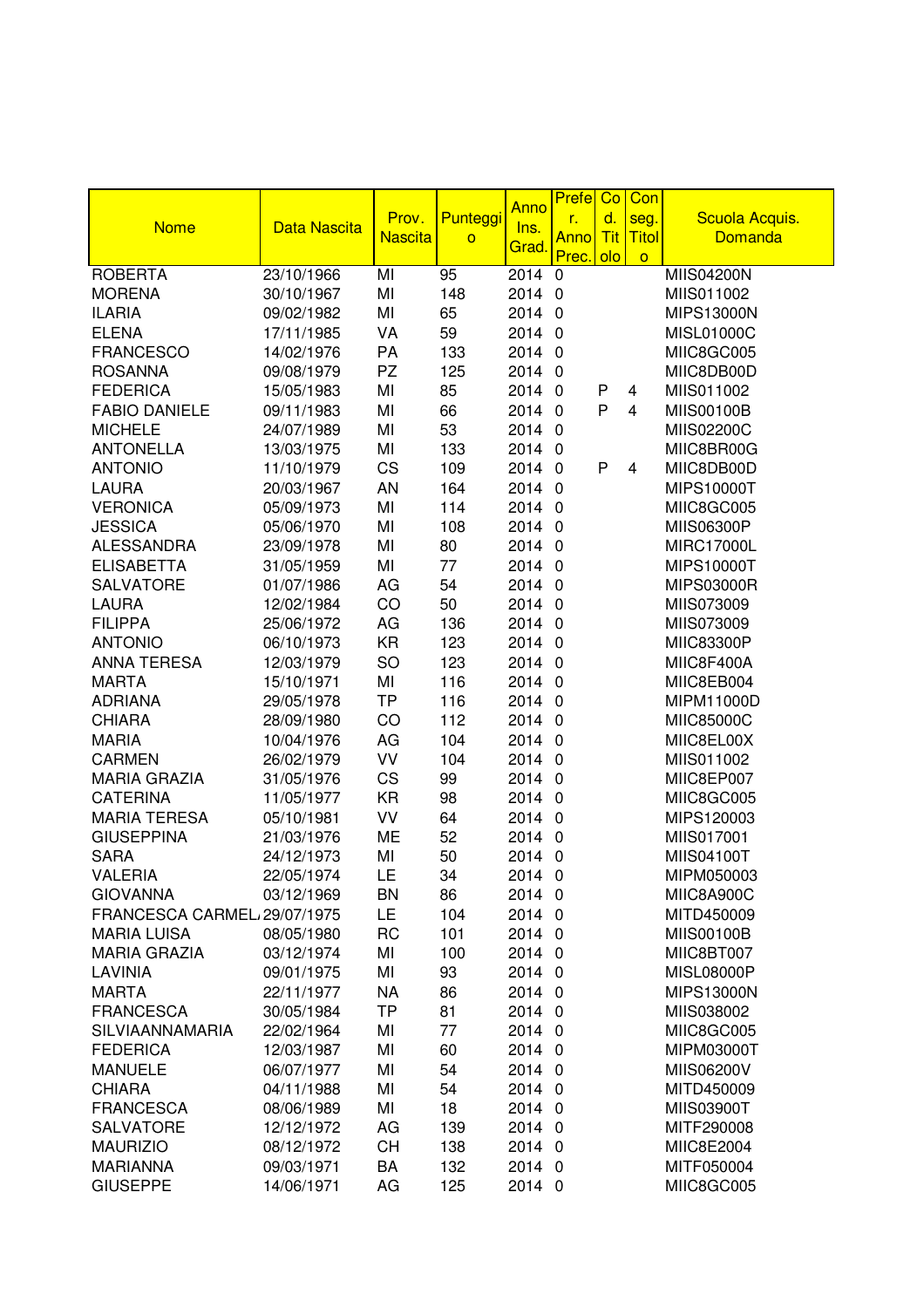| Nome | Data Nascita | Prov. Nascita | Punteggio | Anno Ins. Grad. | Prefer. Anno Prec. | Cod. Titolo | Conseg. Titolo | Scuola Acquis. Domanda |
|---|---|---|---|---|---|---|---|---|
| ROBERTA | 23/10/1966 | MI | 95 | 2014 | 0 | | | MIIS04200N |
| MORENA | 30/10/1967 | MI | 148 | 2014 | 0 | | | MIIS011002 |
| ILARIA | 09/02/1982 | MI | 65 | 2014 | 0 | | | MIPS13000N |
| ELENA | 17/11/1985 | VA | 59 | 2014 | 0 | | | MISL01000C |
| FRANCESCO | 14/02/1976 | PA | 133 | 2014 | 0 | | | MIIC8GC005 |
| ROSANNA | 09/08/1979 | PZ | 125 | 2014 | 0 | | | MIIC8DB00D |
| FEDERICA | 15/05/1983 | MI | 85 | 2014 | 0 | P | 4 | MIIS011002 |
| FABIO DANIELE | 09/11/1983 | MI | 66 | 2014 | 0 | P | 4 | MIIS00100B |
| MICHELE | 24/07/1989 | MI | 53 | 2014 | 0 | | | MIIS02200C |
| ANTONELLA | 13/03/1975 | MI | 133 | 2014 | 0 | | | MIIC8BR00G |
| ANTONIO | 11/10/1979 | CS | 109 | 2014 | 0 | P | 4 | MIIC8DB00D |
| LAURA | 20/03/1967 | AN | 164 | 2014 | 0 | | | MIPS10000T |
| VERONICA | 05/09/1973 | MI | 114 | 2014 | 0 | | | MIIC8GC005 |
| JESSICA | 05/06/1970 | MI | 108 | 2014 | 0 | | | MIIS06300P |
| ALESSANDRA | 23/09/1978 | MI | 80 | 2014 | 0 | | | MIRC17000L |
| ELISABETTA | 31/05/1959 | MI | 77 | 2014 | 0 | | | MIPS10000T |
| SALVATORE | 01/07/1986 | AG | 54 | 2014 | 0 | | | MIPS03000R |
| LAURA | 12/02/1984 | CO | 50 | 2014 | 0 | | | MIIS073009 |
| FILIPPA | 25/06/1972 | AG | 136 | 2014 | 0 | | | MIIS073009 |
| ANTONIO | 06/10/1973 | KR | 123 | 2014 | 0 | | | MIIC83300P |
| ANNA TERESA | 12/03/1979 | SO | 123 | 2014 | 0 | | | MIIC8F400A |
| MARTA | 15/10/1971 | MI | 116 | 2014 | 0 | | | MIIC8EB004 |
| ADRIANA | 29/05/1978 | TP | 116 | 2014 | 0 | | | MIPM11000D |
| CHIARA | 28/09/1980 | CO | 112 | 2014 | 0 | | | MIIC85000C |
| MARIA | 10/04/1976 | AG | 104 | 2014 | 0 | | | MIIC8EL00X |
| CARMEN | 26/02/1979 | VV | 104 | 2014 | 0 | | | MIIS011002 |
| MARIA GRAZIA | 31/05/1976 | CS | 99 | 2014 | 0 | | | MIIC8EP007 |
| CATERINA | 11/05/1977 | KR | 98 | 2014 | 0 | | | MIIC8GC005 |
| MARIA TERESA | 05/10/1981 | VV | 64 | 2014 | 0 | | | MIPS120003 |
| GIUSEPPINA | 21/03/1976 | ME | 52 | 2014 | 0 | | | MIIS017001 |
| SARA | 24/12/1973 | MI | 50 | 2014 | 0 | | | MIIS04100T |
| VALERIA | 22/05/1974 | LE | 34 | 2014 | 0 | | | MIPM050003 |
| GIOVANNA | 03/12/1969 | BN | 86 | 2014 | 0 | | | MIIC8A900C |
| FRANCESCA CARMEL | 29/07/1975 | LE | 104 | 2014 | 0 | | | MITD450009 |
| MARIA LUISA | 08/05/1980 | RC | 101 | 2014 | 0 | | | MIIS00100B |
| MARIA GRAZIA | 03/12/1974 | MI | 100 | 2014 | 0 | | | MIIC8BT007 |
| LAVINIA | 09/01/1975 | MI | 93 | 2014 | 0 | | | MISL08000P |
| MARTA | 22/11/1977 | NA | 86 | 2014 | 0 | | | MIPS13000N |
| FRANCESCA | 30/05/1984 | TP | 81 | 2014 | 0 | | | MIIS038002 |
| SILVIAANNAMARIA | 22/02/1964 | MI | 77 | 2014 | 0 | | | MIIC8GC005 |
| FEDERICA | 12/03/1987 | MI | 60 | 2014 | 0 | | | MIPM03000T |
| MANUELE | 06/07/1977 | MI | 54 | 2014 | 0 | | | MIIS06200V |
| CHIARA | 04/11/1988 | MI | 54 | 2014 | 0 | | | MITD450009 |
| FRANCESCA | 08/06/1989 | MI | 18 | 2014 | 0 | | | MIIS03900T |
| SALVATORE | 12/12/1972 | AG | 139 | 2014 | 0 | | | MITF290008 |
| MAURIZIO | 08/12/1972 | CH | 138 | 2014 | 0 | | | MIIC8E2004 |
| MARIANNA | 09/03/1971 | BA | 132 | 2014 | 0 | | | MITF050004 |
| GIUSEPPE | 14/06/1971 | AG | 125 | 2014 | 0 | | | MIIC8GC005 |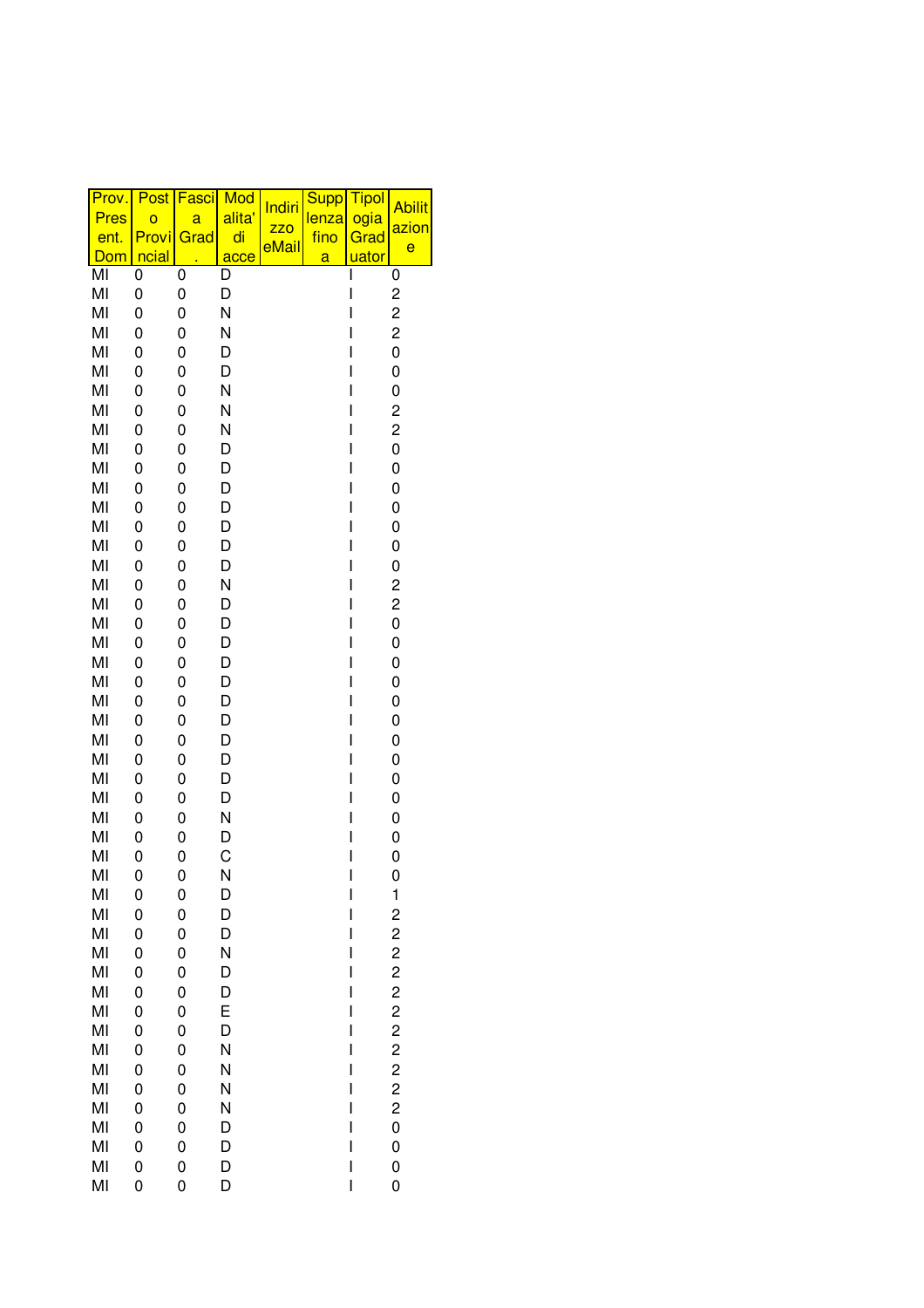| Prov. Pres ent. Dom | Posto Provinciale | Fascia Grad. | Modalita' di acce | Indirizzo eMail | Supplenza fino a | Tipologia Graduatore | Abilitazione |
|---|---|---|---|---|---|---|---|
| MI | 0 | 0 | D | | | I | 0 |
| MI | 0 | 0 | D | | | I | 2 |
| MI | 0 | 0 | N | | | I | 2 |
| MI | 0 | 0 | N | | | I | 2 |
| MI | 0 | 0 | D | | | I | 0 |
| MI | 0 | 0 | D | | | I | 0 |
| MI | 0 | 0 | N | | | I | 0 |
| MI | 0 | 0 | N | | | I | 2 |
| MI | 0 | 0 | N | | | I | 2 |
| MI | 0 | 0 | D | | | I | 0 |
| MI | 0 | 0 | D | | | I | 0 |
| MI | 0 | 0 | D | | | I | 0 |
| MI | 0 | 0 | D | | | I | 0 |
| MI | 0 | 0 | D | | | I | 0 |
| MI | 0 | 0 | D | | | I | 0 |
| MI | 0 | 0 | D | | | I | 0 |
| MI | 0 | 0 | N | | | I | 2 |
| MI | 0 | 0 | D | | | I | 2 |
| MI | 0 | 0 | D | | | I | 0 |
| MI | 0 | 0 | D | | | I | 0 |
| MI | 0 | 0 | D | | | I | 0 |
| MI | 0 | 0 | D | | | I | 0 |
| MI | 0 | 0 | D | | | I | 0 |
| MI | 0 | 0 | D | | | I | 0 |
| MI | 0 | 0 | D | | | I | 0 |
| MI | 0 | 0 | D | | | I | 0 |
| MI | 0 | 0 | D | | | I | 0 |
| MI | 0 | 0 | D | | | I | 0 |
| MI | 0 | 0 | N | | | I | 0 |
| MI | 0 | 0 | D | | | I | 0 |
| MI | 0 | 0 | C | | | I | 0 |
| MI | 0 | 0 | N | | | I | 0 |
| MI | 0 | 0 | D | | | I | 1 |
| MI | 0 | 0 | D | | | I | 2 |
| MI | 0 | 0 | D | | | I | 2 |
| MI | 0 | 0 | N | | | I | 2 |
| MI | 0 | 0 | D | | | I | 2 |
| MI | 0 | 0 | D | | | I | 2 |
| MI | 0 | 0 | E | | | I | 2 |
| MI | 0 | 0 | D | | | I | 2 |
| MI | 0 | 0 | N | | | I | 2 |
| MI | 0 | 0 | N | | | I | 2 |
| MI | 0 | 0 | N | | | I | 2 |
| MI | 0 | 0 | N | | | I | 2 |
| MI | 0 | 0 | D | | | I | 0 |
| MI | 0 | 0 | D | | | I | 0 |
| MI | 0 | 0 | D | | | I | 0 |
| MI | 0 | 0 | D | | | I | 0 |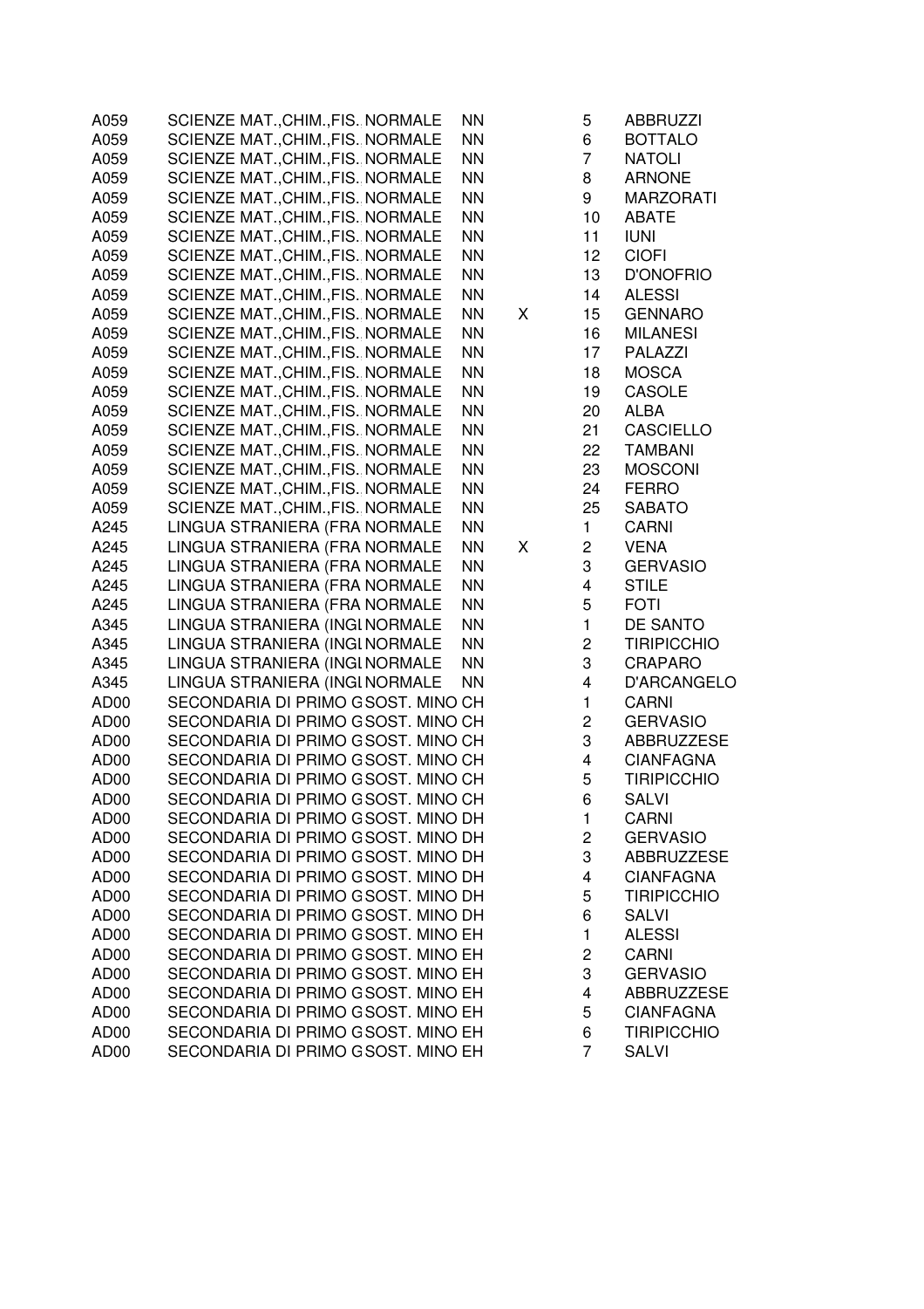| | | | | | | |
|---|---|---|---|---|---|---|
| A059 | SCIENZE MAT.,CHIM.,FIS. | NORMALE | NN | | 5 | ABBRUZZI |
| A059 | SCIENZE MAT.,CHIM.,FIS. | NORMALE | NN | | 6 | BOTTALO |
| A059 | SCIENZE MAT.,CHIM.,FIS. | NORMALE | NN | | 7 | NATOLI |
| A059 | SCIENZE MAT.,CHIM.,FIS. | NORMALE | NN | | 8 | ARNONE |
| A059 | SCIENZE MAT.,CHIM.,FIS. | NORMALE | NN | | 9 | MARZORATI |
| A059 | SCIENZE MAT.,CHIM.,FIS. | NORMALE | NN | | 10 | ABATE |
| A059 | SCIENZE MAT.,CHIM.,FIS. | NORMALE | NN | | 11 | IUNI |
| A059 | SCIENZE MAT.,CHIM.,FIS. | NORMALE | NN | | 12 | CIOFI |
| A059 | SCIENZE MAT.,CHIM.,FIS. | NORMALE | NN | | 13 | D'ONOFRIO |
| A059 | SCIENZE MAT.,CHIM.,FIS. | NORMALE | NN | | 14 | ALESSI |
| A059 | SCIENZE MAT.,CHIM.,FIS. | NORMALE | NN | X | 15 | GENNARO |
| A059 | SCIENZE MAT.,CHIM.,FIS. | NORMALE | NN | | 16 | MILANESI |
| A059 | SCIENZE MAT.,CHIM.,FIS. | NORMALE | NN | | 17 | PALAZZI |
| A059 | SCIENZE MAT.,CHIM.,FIS. | NORMALE | NN | | 18 | MOSCA |
| A059 | SCIENZE MAT.,CHIM.,FIS. | NORMALE | NN | | 19 | CASOLE |
| A059 | SCIENZE MAT.,CHIM.,FIS. | NORMALE | NN | | 20 | ALBA |
| A059 | SCIENZE MAT.,CHIM.,FIS. | NORMALE | NN | | 21 | CASCIELLO |
| A059 | SCIENZE MAT.,CHIM.,FIS. | NORMALE | NN | | 22 | TAMBANI |
| A059 | SCIENZE MAT.,CHIM.,FIS. | NORMALE | NN | | 23 | MOSCONI |
| A059 | SCIENZE MAT.,CHIM.,FIS. | NORMALE | NN | | 24 | FERRO |
| A059 | SCIENZE MAT.,CHIM.,FIS. | NORMALE | NN | | 25 | SABATO |
| A245 | LINGUA STRANIERA (FRA | NORMALE | NN | | 1 | CARNI |
| A245 | LINGUA STRANIERA (FRA | NORMALE | NN | X | 2 | VENA |
| A245 | LINGUA STRANIERA (FRA | NORMALE | NN | | 3 | GERVASIO |
| A245 | LINGUA STRANIERA (FRA | NORMALE | NN | | 4 | STILE |
| A245 | LINGUA STRANIERA (FRA | NORMALE | NN | | 5 | FOTI |
| A345 | LINGUA STRANIERA (INGL | NORMALE | NN | | 1 | DE SANTO |
| A345 | LINGUA STRANIERA (INGL | NORMALE | NN | | 2 | TIRIPICCHIO |
| A345 | LINGUA STRANIERA (INGL | NORMALE | NN | | 3 | CRAPARO |
| A345 | LINGUA STRANIERA (INGL | NORMALE | NN | | 4 | D'ARCANGELO |
| AD00 | SECONDARIA DI PRIMO G | SOST. MINO | CH | | 1 | CARNI |
| AD00 | SECONDARIA DI PRIMO G | SOST. MINO | CH | | 2 | GERVASIO |
| AD00 | SECONDARIA DI PRIMO G | SOST. MINO | CH | | 3 | ABBRUZZESE |
| AD00 | SECONDARIA DI PRIMO G | SOST. MINO | CH | | 4 | CIANFAGNA |
| AD00 | SECONDARIA DI PRIMO G | SOST. MINO | CH | | 5 | TIRIPICCHIO |
| AD00 | SECONDARIA DI PRIMO G | SOST. MINO | CH | | 6 | SALVI |
| AD00 | SECONDARIA DI PRIMO G | SOST. MINO | DH | | 1 | CARNI |
| AD00 | SECONDARIA DI PRIMO G | SOST. MINO | DH | | 2 | GERVASIO |
| AD00 | SECONDARIA DI PRIMO G | SOST. MINO | DH | | 3 | ABBRUZZESE |
| AD00 | SECONDARIA DI PRIMO G | SOST. MINO | DH | | 4 | CIANFAGNA |
| AD00 | SECONDARIA DI PRIMO G | SOST. MINO | DH | | 5 | TIRIPICCHIO |
| AD00 | SECONDARIA DI PRIMO G | SOST. MINO | DH | | 6 | SALVI |
| AD00 | SECONDARIA DI PRIMO G | SOST. MINO | EH | | 1 | ALESSI |
| AD00 | SECONDARIA DI PRIMO G | SOST. MINO | EH | | 2 | CARNI |
| AD00 | SECONDARIA DI PRIMO G | SOST. MINO | EH | | 3 | GERVASIO |
| AD00 | SECONDARIA DI PRIMO G | SOST. MINO | EH | | 4 | ABBRUZZESE |
| AD00 | SECONDARIA DI PRIMO G | SOST. MINO | EH | | 5 | CIANFAGNA |
| AD00 | SECONDARIA DI PRIMO G | SOST. MINO | EH | | 6 | TIRIPICCHIO |
| AD00 | SECONDARIA DI PRIMO G | SOST. MINO | EH | | 7 | SALVI |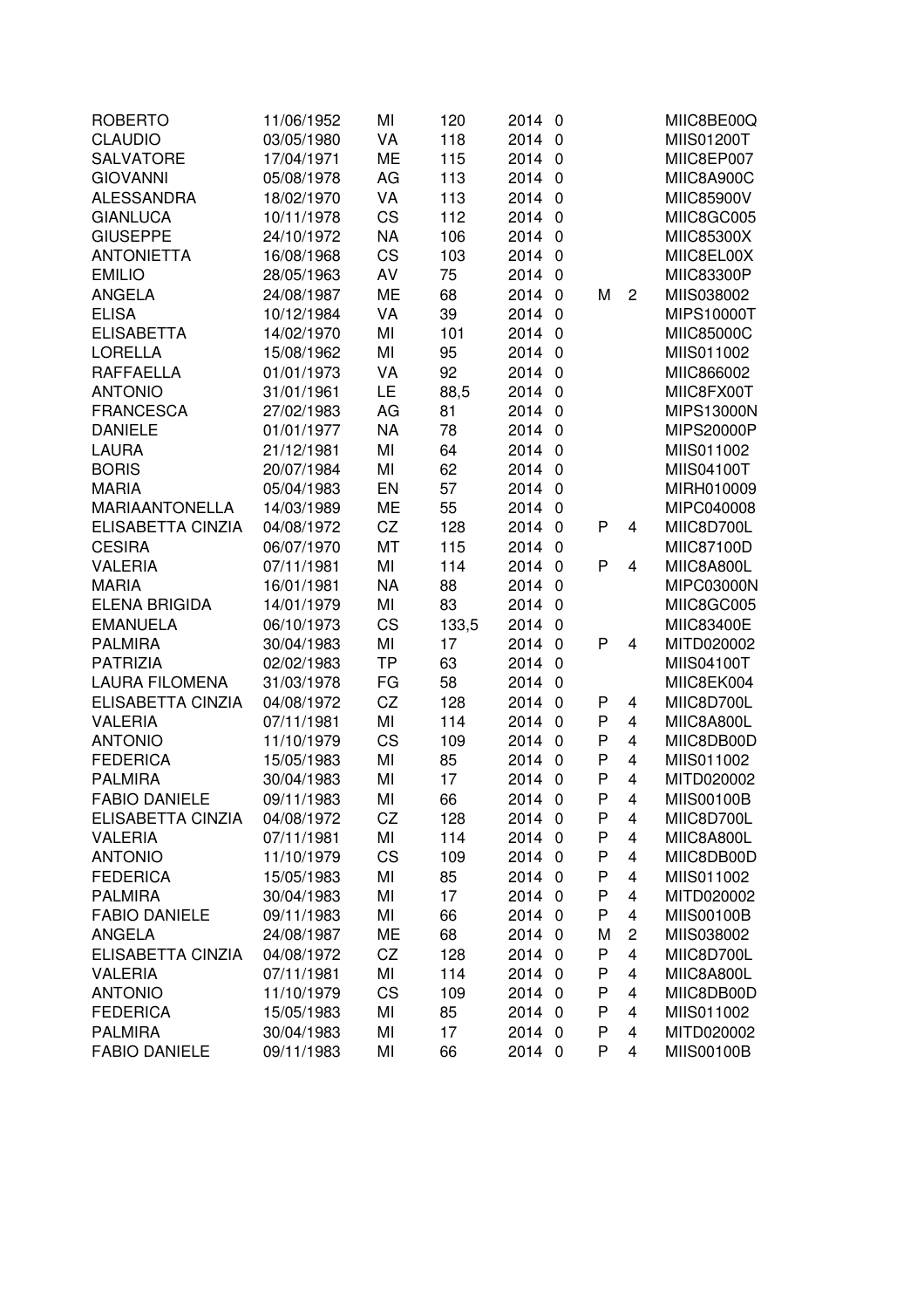| | | | | | | | | |
|---|---|---|---|---|---|---|---|---|
| ROBERTO | 11/06/1952 | MI | 120 | 2014 | 0 | | | MIIC8BE00Q |
| CLAUDIO | 03/05/1980 | VA | 118 | 2014 | 0 | | | MIIS01200T |
| SALVATORE | 17/04/1971 | ME | 115 | 2014 | 0 | | | MIIC8EP007 |
| GIOVANNI | 05/08/1978 | AG | 113 | 2014 | 0 | | | MIIC8A900C |
| ALESSANDRA | 18/02/1970 | VA | 113 | 2014 | 0 | | | MIIC85900V |
| GIANLUCA | 10/11/1978 | CS | 112 | 2014 | 0 | | | MIIC8GC005 |
| GIUSEPPE | 24/10/1972 | NA | 106 | 2014 | 0 | | | MIIC85300X |
| ANTONIETTA | 16/08/1968 | CS | 103 | 2014 | 0 | | | MIIC8EL00X |
| EMILIO | 28/05/1963 | AV | 75 | 2014 | 0 | | | MIIC83300P |
| ANGELA | 24/08/1987 | ME | 68 | 2014 | 0 | M | 2 | MIIS038002 |
| ELISA | 10/12/1984 | VA | 39 | 2014 | 0 | | | MIPS10000T |
| ELISABETTA | 14/02/1970 | MI | 101 | 2014 | 0 | | | MIIC85000C |
| LORELLA | 15/08/1962 | MI | 95 | 2014 | 0 | | | MIIS011002 |
| RAFFAELLA | 01/01/1973 | VA | 92 | 2014 | 0 | | | MIIC866002 |
| ANTONIO | 31/01/1961 | LE | 88,5 | 2014 | 0 | | | MIIC8FX00T |
| FRANCESCA | 27/02/1983 | AG | 81 | 2014 | 0 | | | MIPS13000N |
| DANIELE | 01/01/1977 | NA | 78 | 2014 | 0 | | | MIPS20000P |
| LAURA | 21/12/1981 | MI | 64 | 2014 | 0 | | | MIIS011002 |
| BORIS | 20/07/1984 | MI | 62 | 2014 | 0 | | | MIIS04100T |
| MARIA | 05/04/1983 | EN | 57 | 2014 | 0 | | | MIRH010009 |
| MARIAANTONELLA | 14/03/1989 | ME | 55 | 2014 | 0 | | | MIPC040008 |
| ELISABETTA CINZIA | 04/08/1972 | CZ | 128 | 2014 | 0 | P | 4 | MIIC8D700L |
| CESIRA | 06/07/1970 | MT | 115 | 2014 | 0 | | | MIIC87100D |
| VALERIA | 07/11/1981 | MI | 114 | 2014 | 0 | P | 4 | MIIC8A800L |
| MARIA | 16/01/1981 | NA | 88 | 2014 | 0 | | | MIPC03000N |
| ELENA BRIGIDA | 14/01/1979 | MI | 83 | 2014 | 0 | | | MIIC8GC005 |
| EMANUELA | 06/10/1973 | CS | 133,5 | 2014 | 0 | | | MIIC83400E |
| PALMIRA | 30/04/1983 | MI | 17 | 2014 | 0 | P | 4 | MITD020002 |
| PATRIZIA | 02/02/1983 | TP | 63 | 2014 | 0 | | | MIIS04100T |
| LAURA FILOMENA | 31/03/1978 | FG | 58 | 2014 | 0 | | | MIIC8EK004 |
| ELISABETTA CINZIA | 04/08/1972 | CZ | 128 | 2014 | 0 | P | 4 | MIIC8D700L |
| VALERIA | 07/11/1981 | MI | 114 | 2014 | 0 | P | 4 | MIIC8A800L |
| ANTONIO | 11/10/1979 | CS | 109 | 2014 | 0 | P | 4 | MIIC8DB00D |
| FEDERICA | 15/05/1983 | MI | 85 | 2014 | 0 | P | 4 | MIIS011002 |
| PALMIRA | 30/04/1983 | MI | 17 | 2014 | 0 | P | 4 | MITD020002 |
| FABIO DANIELE | 09/11/1983 | MI | 66 | 2014 | 0 | P | 4 | MIIS00100B |
| ELISABETTA CINZIA | 04/08/1972 | CZ | 128 | 2014 | 0 | P | 4 | MIIC8D700L |
| VALERIA | 07/11/1981 | MI | 114 | 2014 | 0 | P | 4 | MIIC8A800L |
| ANTONIO | 11/10/1979 | CS | 109 | 2014 | 0 | P | 4 | MIIC8DB00D |
| FEDERICA | 15/05/1983 | MI | 85 | 2014 | 0 | P | 4 | MIIS011002 |
| PALMIRA | 30/04/1983 | MI | 17 | 2014 | 0 | P | 4 | MITD020002 |
| FABIO DANIELE | 09/11/1983 | MI | 66 | 2014 | 0 | P | 4 | MIIS00100B |
| ANGELA | 24/08/1987 | ME | 68 | 2014 | 0 | M | 2 | MIIS038002 |
| ELISABETTA CINZIA | 04/08/1972 | CZ | 128 | 2014 | 0 | P | 4 | MIIC8D700L |
| VALERIA | 07/11/1981 | MI | 114 | 2014 | 0 | P | 4 | MIIC8A800L |
| ANTONIO | 11/10/1979 | CS | 109 | 2014 | 0 | P | 4 | MIIC8DB00D |
| FEDERICA | 15/05/1983 | MI | 85 | 2014 | 0 | P | 4 | MIIS011002 |
| PALMIRA | 30/04/1983 | MI | 17 | 2014 | 0 | P | 4 | MITD020002 |
| FABIO DANIELE | 09/11/1983 | MI | 66 | 2014 | 0 | P | 4 | MIIS00100B |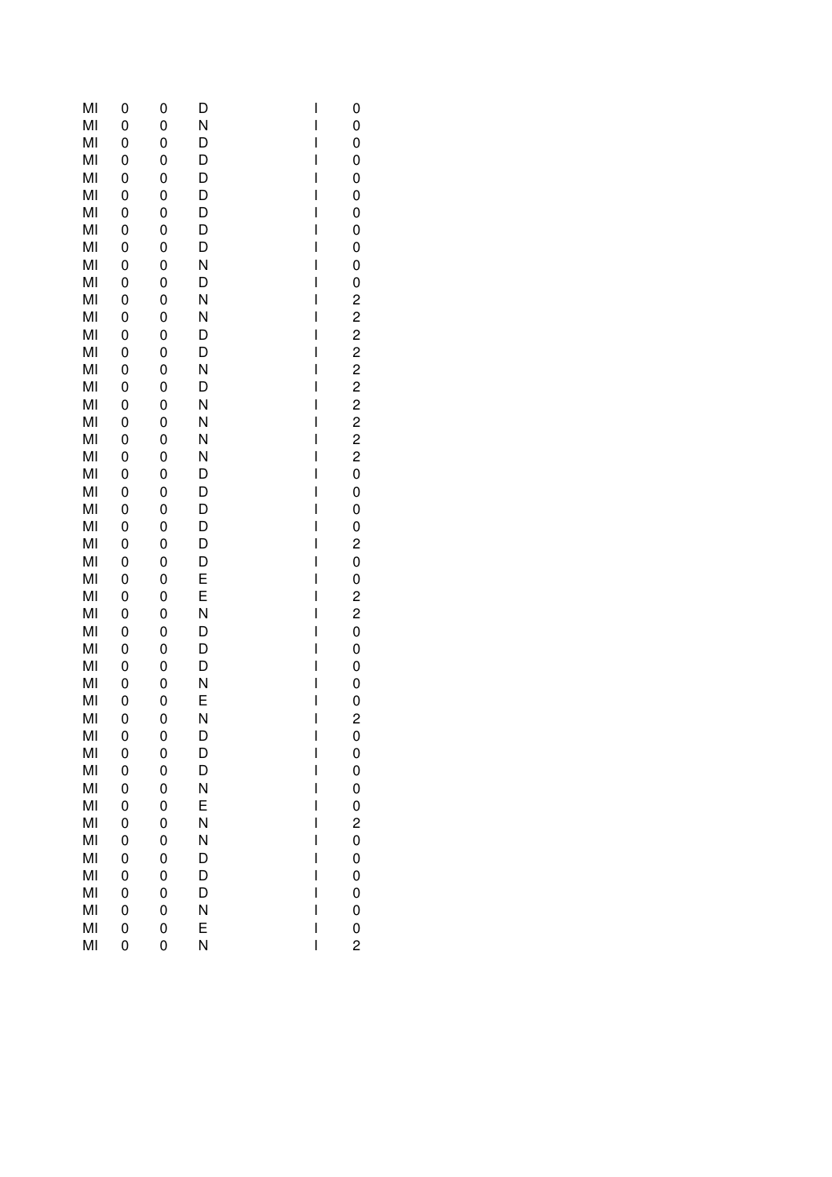| | | | | | |
|---|---|---|---|---|---|
| MI | 0 | 0 | D | I | 0 |
| MI | 0 | 0 | N | I | 0 |
| MI | 0 | 0 | D | I | 0 |
| MI | 0 | 0 | D | I | 0 |
| MI | 0 | 0 | D | I | 0 |
| MI | 0 | 0 | D | I | 0 |
| MI | 0 | 0 | D | I | 0 |
| MI | 0 | 0 | D | I | 0 |
| MI | 0 | 0 | D | I | 0 |
| MI | 0 | 0 | N | I | 0 |
| MI | 0 | 0 | D | I | 0 |
| MI | 0 | 0 | N | I | 2 |
| MI | 0 | 0 | N | I | 2 |
| MI | 0 | 0 | D | I | 2 |
| MI | 0 | 0 | D | I | 2 |
| MI | 0 | 0 | N | I | 2 |
| MI | 0 | 0 | D | I | 2 |
| MI | 0 | 0 | N | I | 2 |
| MI | 0 | 0 | N | I | 2 |
| MI | 0 | 0 | N | I | 2 |
| MI | 0 | 0 | N | I | 2 |
| MI | 0 | 0 | D | I | 0 |
| MI | 0 | 0 | D | I | 0 |
| MI | 0 | 0 | D | I | 0 |
| MI | 0 | 0 | D | I | 0 |
| MI | 0 | 0 | D | I | 2 |
| MI | 0 | 0 | D | I | 0 |
| MI | 0 | 0 | E | I | 0 |
| MI | 0 | 0 | E | I | 2 |
| MI | 0 | 0 | N | I | 2 |
| MI | 0 | 0 | D | I | 0 |
| MI | 0 | 0 | D | I | 0 |
| MI | 0 | 0 | D | I | 0 |
| MI | 0 | 0 | N | I | 0 |
| MI | 0 | 0 | E | I | 0 |
| MI | 0 | 0 | N | I | 2 |
| MI | 0 | 0 | D | I | 0 |
| MI | 0 | 0 | D | I | 0 |
| MI | 0 | 0 | D | I | 0 |
| MI | 0 | 0 | N | I | 0 |
| MI | 0 | 0 | E | I | 0 |
| MI | 0 | 0 | N | I | 2 |
| MI | 0 | 0 | N | I | 0 |
| MI | 0 | 0 | D | I | 0 |
| MI | 0 | 0 | D | I | 0 |
| MI | 0 | 0 | D | I | 0 |
| MI | 0 | 0 | N | I | 0 |
| MI | 0 | 0 | E | I | 0 |
| MI | 0 | 0 | N | I | 2 |